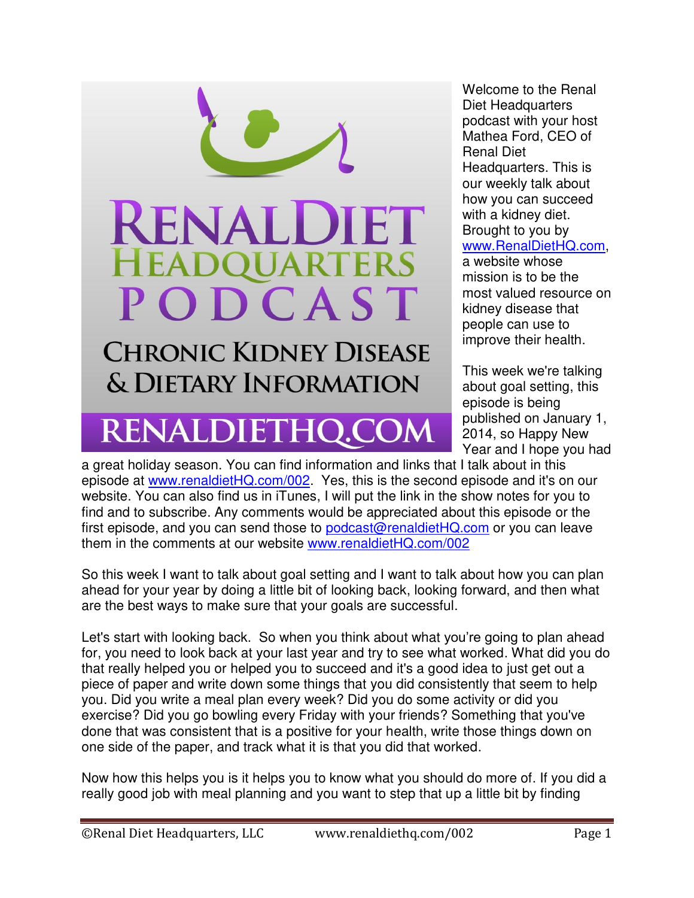# RenalDiet Headquarters Podcast

## Chronic Kidney Disease & Dietary Information

## RENALDIETHQ.COM

Welcome to the Renal Diet Headquarters podcast with your host Mathea Ford, CEO of Renal Diet Headquarters. This is our weekly talk about how you can succeed with a kidney diet. Brought to you by www.RenalDietHQ.com, a website whose mission is to be the most valued resource on kidney disease that people can use to improve their health.

This week we're talking about goal setting, this episode is being published on January 1, 2014, so Happy New Year and I hope you had a great holiday season. You can find information and links that I talk about in this episode at www.renaldietHQ.com/002. Yes, this is the second episode and it's on our website. You can also find us in iTunes, I will put the link in the show notes for you to find and to subscribe. Any comments would be appreciated about this episode or the first episode, and you can send those to podcast@renaldietHQ.com or you can leave them in the comments at our website www.renaldietHQ.com/002

So this week I want to talk about goal setting and I want to talk about how you can plan ahead for your year by doing a little bit of looking back, looking forward, and then what are the best ways to make sure that your goals are successful.

Let's start with looking back. So when you think about what you're going to plan ahead for, you need to look back at your last year and try to see what worked. What did you do that really helped you or helped you to succeed and it's a good idea to just get out a piece of paper and write down some things that you did consistently that seem to help you. Did you write a meal plan every week? Did you do some activity or did you exercise? Did you go bowling every Friday with your friends? Something that you've done that was consistent that is a positive for your health, write those things down on one side of the paper, and track what it is that you did that worked.

Now how this helps you is it helps you to know what you should do more of. If you did a really good job with meal planning and you want to step that up a little bit by finding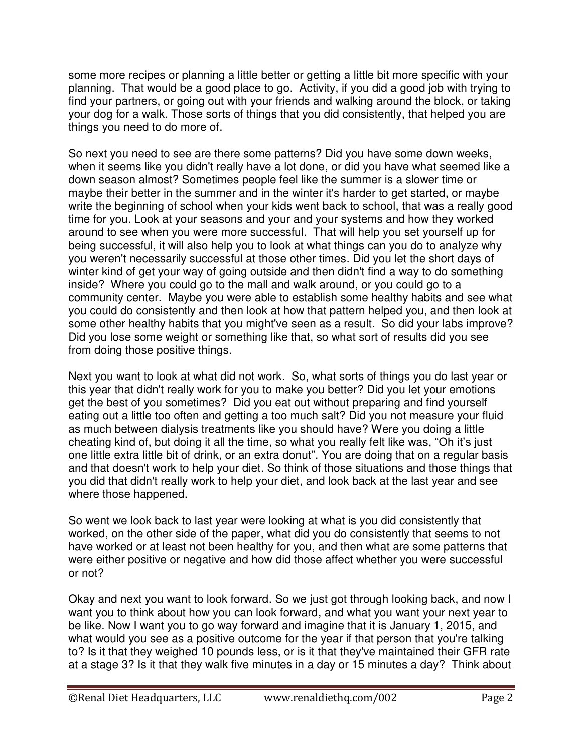some more recipes or planning a little better or getting a little bit more specific with your planning. That would be a good place to go. Activity, if you did a good job with trying to find your partners, or going out with your friends and walking around the block, or taking your dog for a walk. Those sorts of things that you did consistently, that helped you are things you need to do more of.

So next you need to see are there some patterns? Did you have some down weeks, when it seems like you didn't really have a lot done, or did you have what seemed like a down season almost? Sometimes people feel like the summer is a slower time or maybe their better in the summer and in the winter it's harder to get started, or maybe write the beginning of school when your kids went back to school, that was a really good time for you. Look at your seasons and your and your systems and how they worked around to see when you were more successful. That will help you set yourself up for being successful, it will also help you to look at what things can you do to analyze why you weren't necessarily successful at those other times. Did you let the short days of winter kind of get your way of going outside and then didn't find a way to do something inside? Where you could go to the mall and walk around, or you could go to a community center. Maybe you were able to establish some healthy habits and see what you could do consistently and then look at how that pattern helped you, and then look at some other healthy habits that you might've seen as a result. So did your labs improve? Did you lose some weight or something like that, so what sort of results did you see from doing those positive things.

Next you want to look at what did not work. So, what sorts of things you do last year or this year that didn't really work for you to make you better? Did you let your emotions get the best of you sometimes? Did you eat out without preparing and find yourself eating out a little too often and getting a too much salt? Did you not measure your fluid as much between dialysis treatments like you should have? Were you doing a little cheating kind of, but doing it all the time, so what you really felt like was, "Oh it's just one little extra little bit of drink, or an extra donut". You are doing that on a regular basis and that doesn't work to help your diet. So think of those situations and those things that you did that didn't really work to help your diet, and look back at the last year and see where those happened.

So went we look back to last year were looking at what is you did consistently that worked, on the other side of the paper, what did you do consistently that seems to not have worked or at least not been healthy for you, and then what are some patterns that were either positive or negative and how did those affect whether you were successful or not?

Okay and next you want to look forward. So we just got through looking back, and now I want you to think about how you can look forward, and what you want your next year to be like. Now I want you to go way forward and imagine that it is January 1, 2015, and what would you see as a positive outcome for the year if that person that you're talking to? Is it that they weighed 10 pounds less, or is it that they've maintained their GFR rate at a stage 3? Is it that they walk five minutes in a day or 15 minutes a day? Think about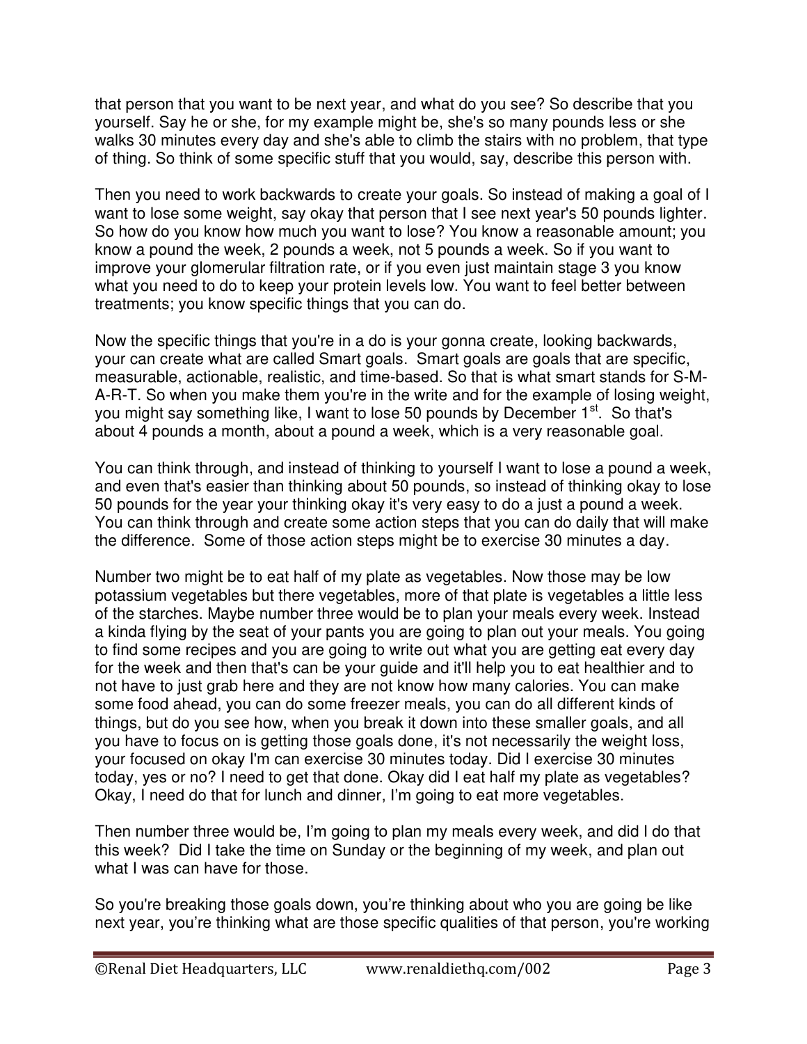that person that you want to be next year, and what do you see? So describe that you yourself. Say he or she, for my example might be, she's so many pounds less or she walks 30 minutes every day and she's able to climb the stairs with no problem, that type of thing. So think of some specific stuff that you would, say, describe this person with.

Then you need to work backwards to create your goals. So instead of making a goal of I want to lose some weight, say okay that person that I see next year's 50 pounds lighter. So how do you know how much you want to lose? You know a reasonable amount; you know a pound the week, 2 pounds a week, not 5 pounds a week. So if you want to improve your glomerular filtration rate, or if you even just maintain stage 3 you know what you need to do to keep your protein levels low. You want to feel better between treatments; you know specific things that you can do.

Now the specific things that you're in a do is your gonna create, looking backwards, your can create what are called Smart goals. Smart goals are goals that are specific, measurable, actionable, realistic, and time-based. So that is what smart stands for S-M-A-R-T. So when you make them you're in the write and for the example of losing weight, you might say something like, I want to lose 50 pounds by December 1st. So that's about 4 pounds a month, about a pound a week, which is a very reasonable goal.

You can think through, and instead of thinking to yourself I want to lose a pound a week, and even that's easier than thinking about 50 pounds, so instead of thinking okay to lose 50 pounds for the year your thinking okay it's very easy to do a just a pound a week. You can think through and create some action steps that you can do daily that will make the difference. Some of those action steps might be to exercise 30 minutes a day.

Number two might be to eat half of my plate as vegetables. Now those may be low potassium vegetables but there vegetables, more of that plate is vegetables a little less of the starches. Maybe number three would be to plan your meals every week. Instead a kinda flying by the seat of your pants you are going to plan out your meals. You going to find some recipes and you are going to write out what you are getting eat every day for the week and then that's can be your guide and it'll help you to eat healthier and to not have to just grab here and they are not know how many calories. You can make some food ahead, you can do some freezer meals, you can do all different kinds of things, but do you see how, when you break it down into these smaller goals, and all you have to focus on is getting those goals done, it's not necessarily the weight loss, your focused on okay I'm can exercise 30 minutes today. Did I exercise 30 minutes today, yes or no? I need to get that done. Okay did I eat half my plate as vegetables? Okay, I need do that for lunch and dinner, I'm going to eat more vegetables.

Then number three would be, I'm going to plan my meals every week, and did I do that this week? Did I take the time on Sunday or the beginning of my week, and plan out what I was can have for those.

So you're breaking those goals down, you're thinking about who you are going be like next year, you're thinking what are those specific qualities of that person, you're working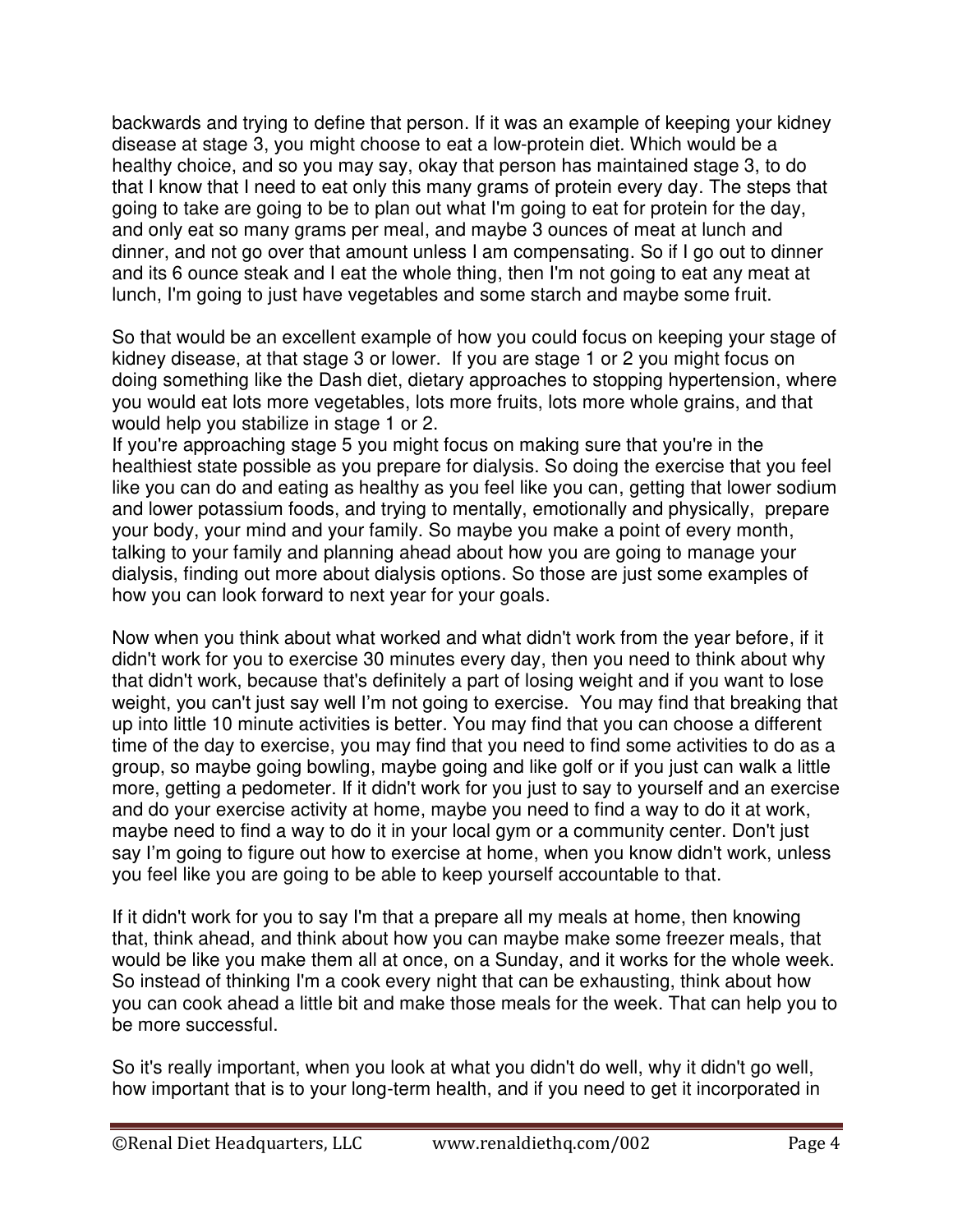backwards and trying to define that person. If it was an example of keeping your kidney disease at stage 3, you might choose to eat a low-protein diet. Which would be a healthy choice, and so you may say, okay that person has maintained stage 3, to do that I know that I need to eat only this many grams of protein every day. The steps that going to take are going to be to plan out what I'm going to eat for protein for the day, and only eat so many grams per meal, and maybe 3 ounces of meat at lunch and dinner, and not go over that amount unless I am compensating. So if I go out to dinner and its 6 ounce steak and I eat the whole thing, then I'm not going to eat any meat at lunch, I'm going to just have vegetables and some starch and maybe some fruit.

So that would be an excellent example of how you could focus on keeping your stage of kidney disease, at that stage 3 or lower. If you are stage 1 or 2 you might focus on doing something like the Dash diet, dietary approaches to stopping hypertension, where you would eat lots more vegetables, lots more fruits, lots more whole grains, and that would help you stabilize in stage 1 or 2.

If you're approaching stage 5 you might focus on making sure that you're in the healthiest state possible as you prepare for dialysis. So doing the exercise that you feel like you can do and eating as healthy as you feel like you can, getting that lower sodium and lower potassium foods, and trying to mentally, emotionally and physically, prepare your body, your mind and your family. So maybe you make a point of every month, talking to your family and planning ahead about how you are going to manage your dialysis, finding out more about dialysis options. So those are just some examples of how you can look forward to next year for your goals.

Now when you think about what worked and what didn't work from the year before, if it didn't work for you to exercise 30 minutes every day, then you need to think about why that didn't work, because that's definitely a part of losing weight and if you want to lose weight, you can't just say well I'm not going to exercise. You may find that breaking that up into little 10 minute activities is better. You may find that you can choose a different time of the day to exercise, you may find that you need to find some activities to do as a group, so maybe going bowling, maybe going and like golf or if you just can walk a little more, getting a pedometer. If it didn't work for you just to say to yourself and an exercise and do your exercise activity at home, maybe you need to find a way to do it at work, maybe need to find a way to do it in your local gym or a community center. Don't just say I'm going to figure out how to exercise at home, when you know didn't work, unless you feel like you are going to be able to keep yourself accountable to that.

If it didn't work for you to say I'm that a prepare all my meals at home, then knowing that, think ahead, and think about how you can maybe make some freezer meals, that would be like you make them all at once, on a Sunday, and it works for the whole week. So instead of thinking I'm a cook every night that can be exhausting, think about how you can cook ahead a little bit and make those meals for the week. That can help you to be more successful.

So it's really important, when you look at what you didn't do well, why it didn't go well, how important that is to your long-term health, and if you need to get it incorporated in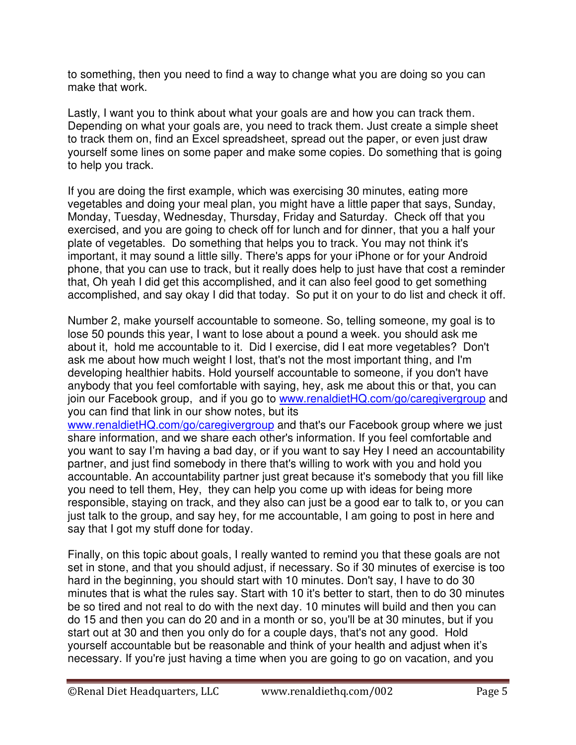to something, then you need to find a way to change what you are doing so you can make that work.

Lastly, I want you to think about what your goals are and how you can track them. Depending on what your goals are, you need to track them. Just create a simple sheet to track them on, find an Excel spreadsheet, spread out the paper, or even just draw yourself some lines on some paper and make some copies. Do something that is going to help you track.

If you are doing the first example, which was exercising 30 minutes, eating more vegetables and doing your meal plan, you might have a little paper that says, Sunday, Monday, Tuesday, Wednesday, Thursday, Friday and Saturday. Check off that you exercised, and you are going to check off for lunch and for dinner, that you a half your plate of vegetables. Do something that helps you to track. You may not think it's important, it may sound a little silly. There's apps for your iPhone or for your Android phone, that you can use to track, but it really does help to just have that cost a reminder that, Oh yeah I did get this accomplished, and it can also feel good to get something accomplished, and say okay I did that today. So put it on your to do list and check it off.

Number 2, make yourself accountable to someone. So, telling someone, my goal is to lose 50 pounds this year, I want to lose about a pound a week. you should ask me about it, hold me accountable to it. Did I exercise, did I eat more vegetables? Don't ask me about how much weight I lost, that's not the most important thing, and I'm developing healthier habits. Hold yourself accountable to someone, if you don't have anybody that you feel comfortable with saying, hey, ask me about this or that, you can join our Facebook group, and if you go to [www.renaldietHQ.com/go/caregivergroup](http://www.renaldietHQ.com/go/caregivergroup) and you can find that link in our show notes, but its [www.renaldietHQ.com/go/caregivergroup](http://www.renaldietHQ.com/go/caregivergroup) and that's our Facebook group where we just share information, and we share each other's information. If you feel comfortable and you want to say I'm having a bad day, or if you want to say Hey I need an accountability partner, and just find somebody in there that's willing to work with you and hold you accountable. An accountability partner just great because it's somebody that you fill like you need to tell them, Hey, they can help you come up with ideas for being more responsible, staying on track, and they also can just be a good ear to talk to, or you can just talk to the group, and say hey, for me accountable, I am going to post in here and say that I got my stuff done for today.

Finally, on this topic about goals, I really wanted to remind you that these goals are not set in stone, and that you should adjust, if necessary. So if 30 minutes of exercise is too hard in the beginning, you should start with 10 minutes. Don't say, I have to do 30 minutes that is what the rules say. Start with 10 it's better to start, then to do 30 minutes be so tired and not real to do with the next day. 10 minutes will build and then you can do 15 and then you can do 20 and in a month or so, you'll be at 30 minutes, but if you start out at 30 and then you only do for a couple days, that's not any good. Hold yourself accountable but be reasonable and think of your health and adjust when it's necessary. If you're just having a time when you are going to go on vacation, and you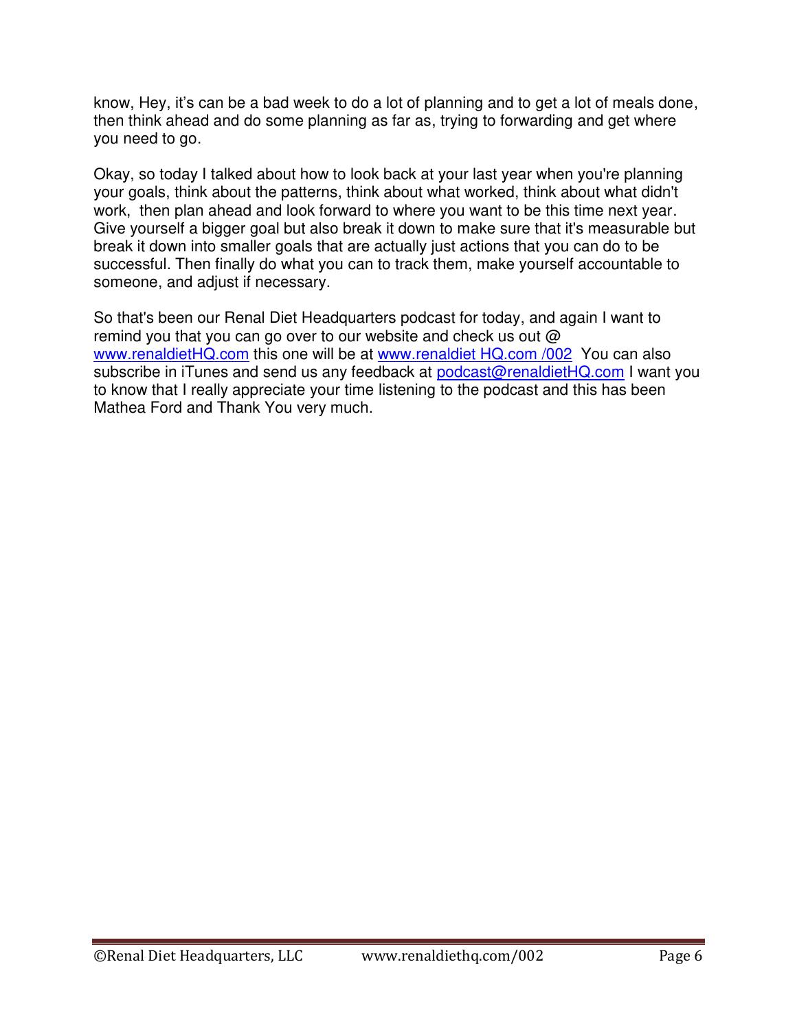know, Hey, it's can be a bad week to do a lot of planning and to get a lot of meals done, then think ahead and do some planning as far as, trying to forwarding and get where you need to go.

Okay, so today I talked about how to look back at your last year when you're planning your goals, think about the patterns, think about what worked, think about what didn't work, then plan ahead and look forward to where you want to be this time next year. Give yourself a bigger goal but also break it down to make sure that it's measurable but break it down into smaller goals that are actually just actions that you can do to be successful. Then finally do what you can to track them, make yourself accountable to someone, and adjust if necessary.

So that's been our Renal Diet Headquarters podcast for today, and again I want to remind you that you can go over to our website and check us out @ www.renaldietHQ.com this one will be at www.renaldiet HQ.com /002 You can also subscribe in iTunes and send us any feedback at podcast@renaldietHQ.com I want you to know that I really appreciate your time listening to the podcast and this has been Mathea Ford and Thank You very much.